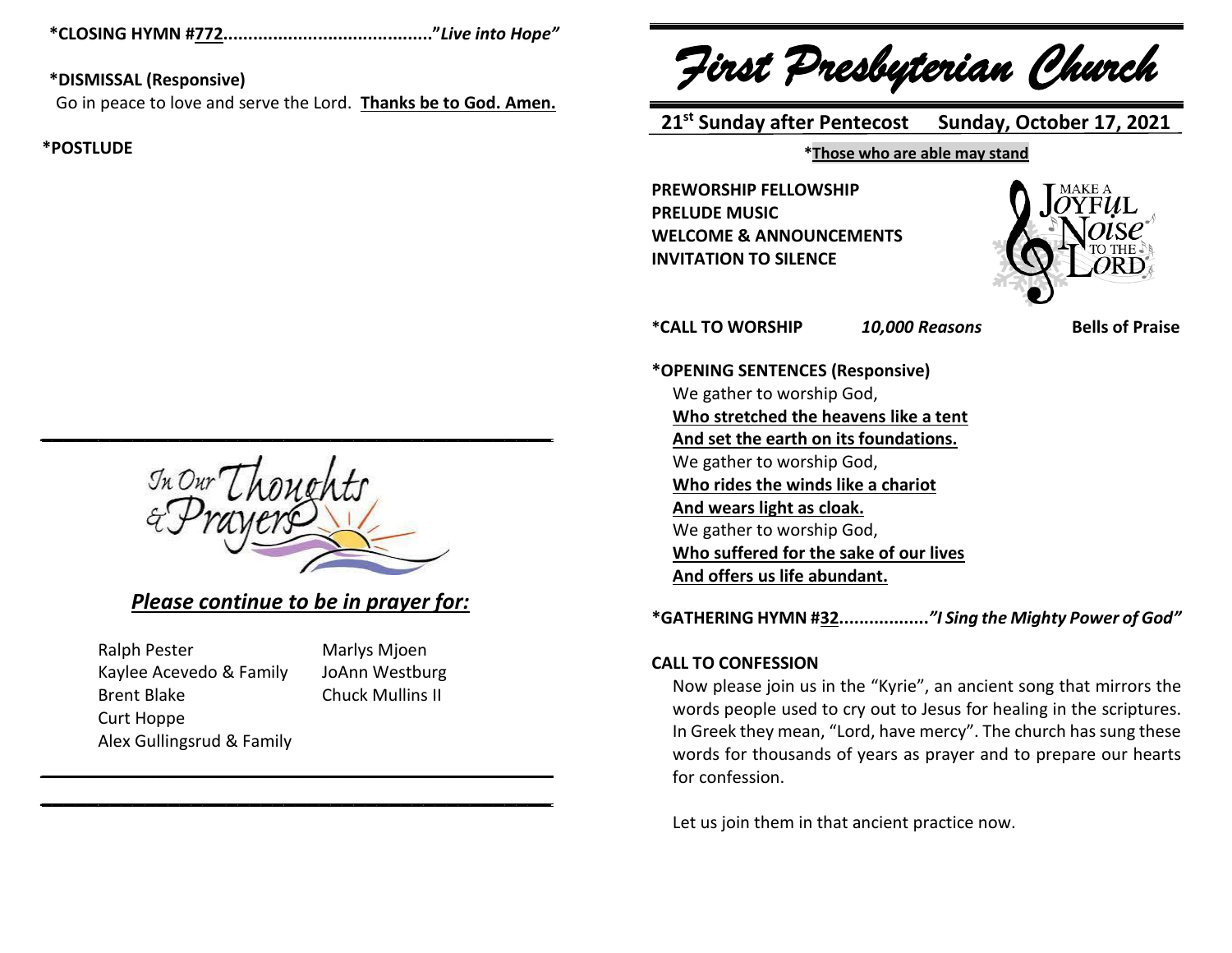**\*CLOSING HYMN #772..........................................*"Live into Hope"***

**\*DISMISSAL (Responsive)**

Go in peace to love and serve the Lord. **Thanks be to God. Amen.**

**\*POSTLUDE**

---

In Our Thoughts & Prayers

***Please continue to be in prayer for:***

- Ralph Pester
- Kaylee Acevedo & Family
- Brent Blake
- Curt Hoppe
- Alex Gullingsrud & Family
- Marlys Mjoen
- JoAnn Westburg
- Chuck Mullins II

---

# *First Presbyterian Church*

**21st Sunday after Pentecost    Sunday, October 17, 2021**

**\*Those who are able may stand**

**PREWORSHIP FELLOWSHIP**
**PRELUDE MUSIC**
**WELCOME & ANNOUNCEMENTS**
**INVITATION TO SILENCE**

MAKE A JOYFUL NOISE TO THE LORD

**\*CALL TO WORSHIP** ***10,000 Reasons*** **Bells of Praise**

**\*OPENING SENTENCES (Responsive)**

We gather to worship God,
**Who stretched the heavens like a tent**
**And set the earth on its foundations.**
We gather to worship God,
**Who rides the winds like a chariot**
**And wears light as cloak.**
We gather to worship God,
**Who suffered for the sake of our lives**
**And offers us life abundant.**

**\*GATHERING HYMN #32..................*"I Sing the Mighty Power of God"***

**CALL TO CONFESSION**

Now please join us in the "Kyrie", an ancient song that mirrors the words people used to cry out to Jesus for healing in the scriptures. In Greek they mean, "Lord, have mercy". The church has sung these words for thousands of years as prayer and to prepare our hearts for confession.

Let us join them in that ancient practice now.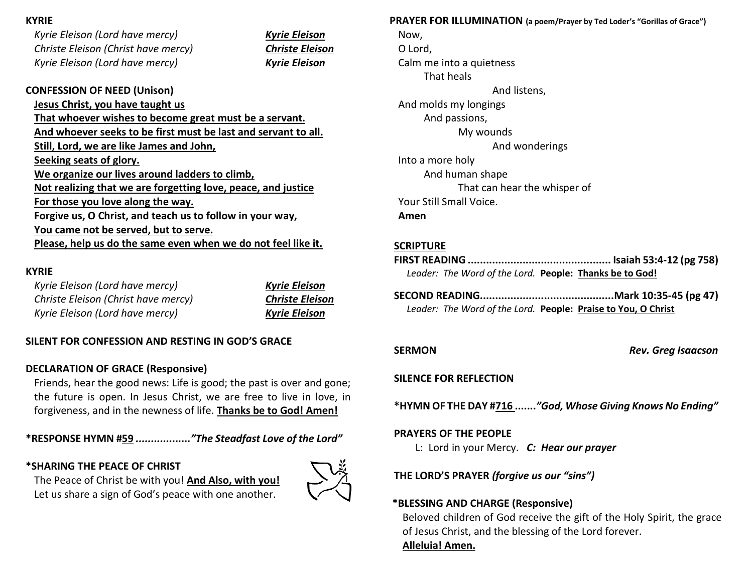**KYRIE**

*Kyrie Eleison (Lord have mercy)* ***Kyrie Eleison***
*Christe Eleison (Christ have mercy)* ***Christe Eleison***
*Kyrie Eleison (Lord have mercy)* ***Kyrie Eleison***

**CONFESSION OF NEED (Unison)**

**Jesus Christ, you have taught us**
**That whoever wishes to become great must be a servant.**
**And whoever seeks to be first must be last and servant to all.**
**Still, Lord, we are like James and John,**
**Seeking seats of glory.**
**We organize our lives around ladders to climb,**
**Not realizing that we are forgetting love, peace, and justice**
**For those you love along the way.**
**Forgive us, O Christ, and teach us to follow in your way,**
**You came not be served, but to serve.**
**Please, help us do the same even when we do not feel like it.**

**KYRIE**

*Kyrie Eleison (Lord have mercy)* ***Kyrie Eleison***
*Christe Eleison (Christ have mercy)* ***Christe Eleison***
*Kyrie Eleison (Lord have mercy)* ***Kyrie Eleison***

**SILENT FOR CONFESSION AND RESTING IN GOD'S GRACE**

**DECLARATION OF GRACE (Responsive)**

Friends, hear the good news: Life is good; the past is over and gone; the future is open. In Jesus Christ, we are free to live in love, in forgiveness, and in the newness of life. **Thanks be to God! Amen!**

**\*RESPONSE HYMN #59** ..................*"The Steadfast Love of the Lord"*

**\*SHARING THE PEACE OF CHRIST**

The Peace of Christ be with you! **And Also, with you!**
Let us share a sign of God's peace with one another.

**PRAYER FOR ILLUMINATION** (a poem/Prayer by Ted Loder's "Gorillas of Grace")

Now,
O Lord,
Calm me into a quietness
That heals
And listens,
And molds my longings
And passions,
My wounds
And wonderings
Into a more holy
And human shape
That can hear the whisper of
Your Still Small Voice.
**Amen**

**SCRIPTURE**

**FIRST READING** ............................................. **Isaiah 53:4-12 (pg 758)**
*Leader: The Word of the Lord.* **People: Thanks be to God!**

**SECOND READING**...........................................**Mark 10:35-45 (pg 47)**
*Leader: The Word of the Lord.* **People: Praise to You, O Christ**

**SERMON** ***Rev. Greg Isaacson***

**SILENCE FOR REFLECTION**

**\*HYMN OF THE DAY #716** .......*"God, Whose Giving Knows No Ending"*

**PRAYERS OF THE PEOPLE**

L: Lord in your Mercy. ***C: Hear our prayer***

**THE LORD'S PRAYER** ***(forgive us our "sins")***

**\*BLESSING AND CHARGE (Responsive)**

Beloved children of God receive the gift of the Holy Spirit, the grace of Jesus Christ, and the blessing of the Lord forever.
**Alleluia! Amen.**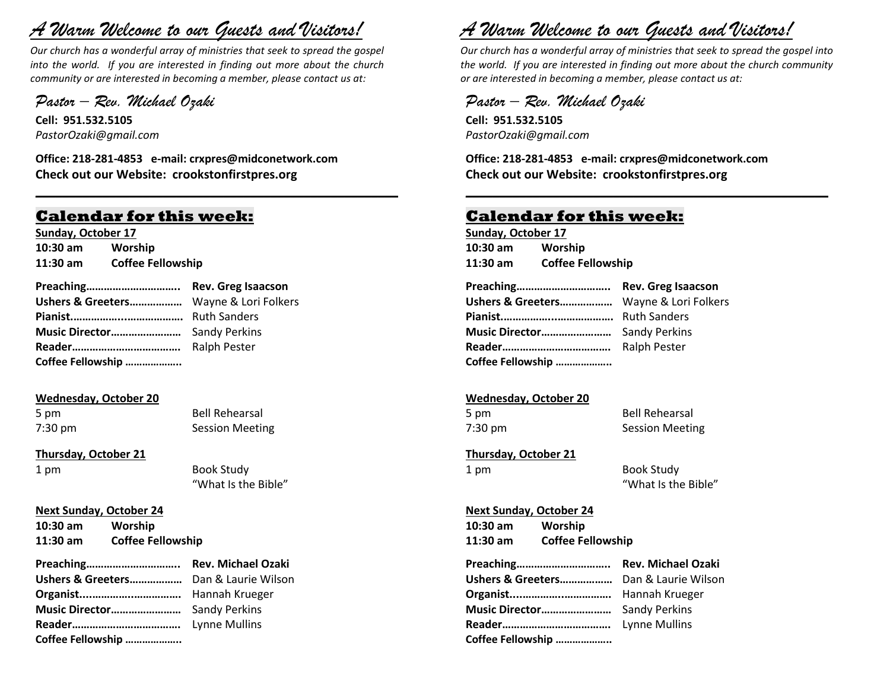# *A Warm Welcome to our Guests and Visitors!*

*Our church has a wonderful array of ministries that seek to spread the gospel into the world. If you are interested in finding out more about the church community or are interested in becoming a member, please contact us at:*

## *Pastor – Rev. Michael Ozaki*

**Cell: 951.532.5105**
*PastorOzaki@gmail.com*

**Office: 218-281-4853 e-mail: crxpres@midconetwork.com**
**Check out our Website: crookstonfirstpres.org**

---

## Calendar for this week:

**Sunday, October 17**

**10:30 am Worship**
**11:30 am Coffee Fellowship**

**Preaching…………………………. Rev. Greg Isaacson**
**Ushers & Greeters………………** Wayne & Lori Folkers
**Pianist……………..……………….** Ruth Sanders
**Music Director……………………** Sandy Perkins
**Reader………………………………** Ralph Pester
**Coffee Fellowship ………………..**

**Wednesday, October 20**

5 pm Bell Rehearsal
7:30 pm Session Meeting

**Thursday, October 21**

1 pm Book Study
"What Is the Bible"

**Next Sunday, October 24**

**10:30 am Worship**
**11:30 am Coffee Fellowship**

**Preaching…………………………. Rev. Michael Ozaki**
**Ushers & Greeters………………** Dan & Laurie Wilson
**Organist....…………..……………** Hannah Krueger
**Music Director……………………** Sandy Perkins
**Reader………………………………** Lynne Mullins
**Coffee Fellowship ………………..**

# *A Warm Welcome to our Guests and Visitors!*

*Our church has a wonderful array of ministries that seek to spread the gospel into the world. If you are interested in finding out more about the church community or are interested in becoming a member, please contact us at:*

## *Pastor – Rev. Michael Ozaki*

**Cell: 951.532.5105**
*PastorOzaki@gmail.com*

**Office: 218-281-4853 e-mail: crxpres@midconetwork.com**
**Check out our Website: crookstonfirstpres.org**

---

## Calendar for this week:

**Sunday, October 17**

**10:30 am Worship**
**11:30 am Coffee Fellowship**

**Preaching…………………………. Rev. Greg Isaacson**
**Ushers & Greeters………………** Wayne & Lori Folkers
**Pianist……………..……………….** Ruth Sanders
**Music Director……………………** Sandy Perkins
**Reader………………………………** Ralph Pester
**Coffee Fellowship ………………..**

**Wednesday, October 20**

5 pm Bell Rehearsal
7:30 pm Session Meeting

**Thursday, October 21**

1 pm Book Study
"What Is the Bible"

**Next Sunday, October 24**

**10:30 am Worship**
**11:30 am Coffee Fellowship**

**Preaching…………………………. Rev. Michael Ozaki**
**Ushers & Greeters………………** Dan & Laurie Wilson
**Organist....…………..……………** Hannah Krueger
**Music Director……………………** Sandy Perkins
**Reader………………………………** Lynne Mullins
**Coffee Fellowship ………………..**